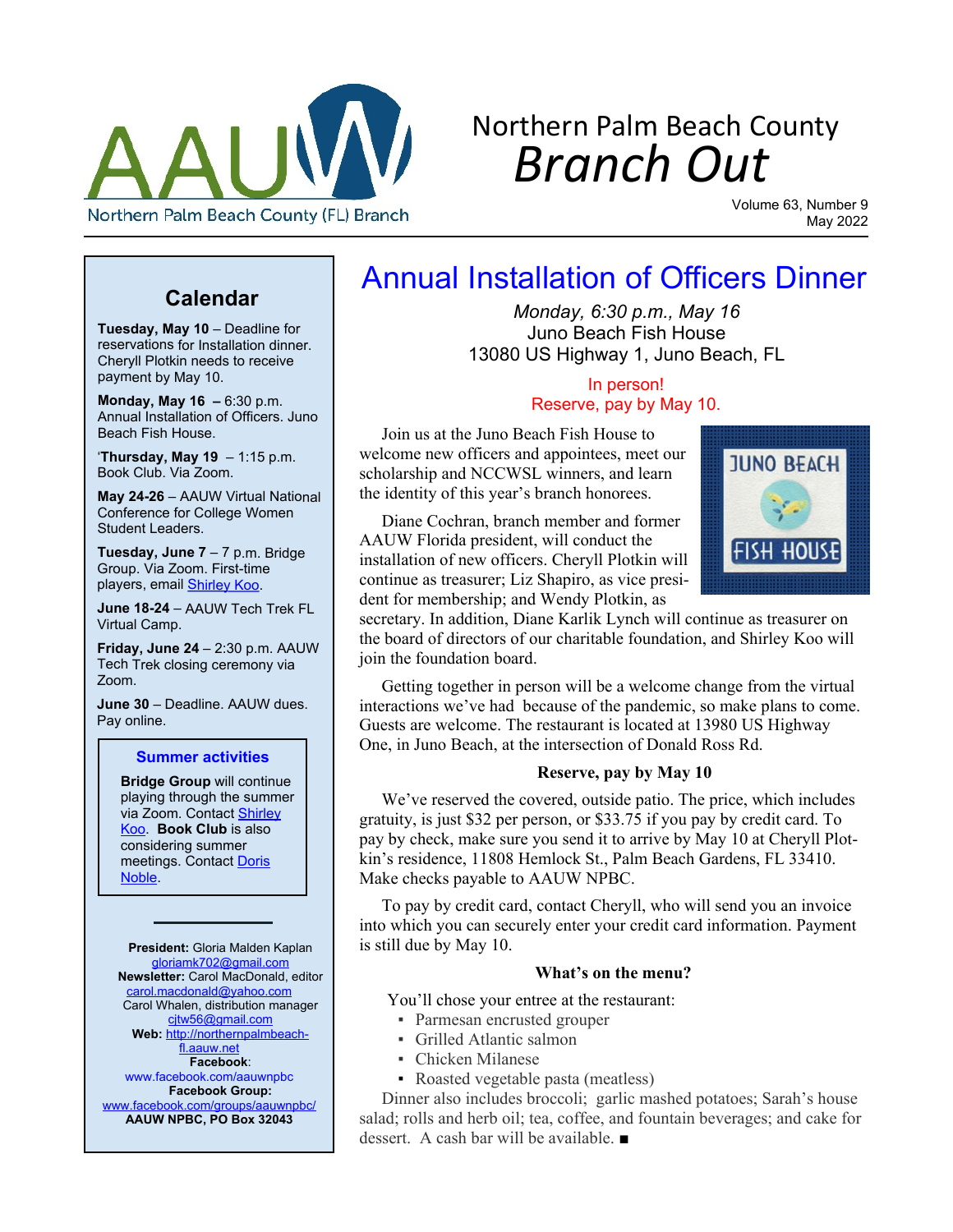Northern Palm Beach County (FL) Branch

# Northern Palm Beach County *Branch Out*

Volume 63, Number 9
May 2022

## Calendar

**Tuesday, May 10** – Deadline for reservations for Installation dinner. Cheryll Plotkin needs to receive payment by May 10.

**Monday, May 16** – 6:30 p.m. Annual Installation of Officers. Juno Beach Fish House.

'**Thursday, May 19** – 1:15 p.m. Book Club. Via Zoom.

**May 24-26** – AAUW Virtual National Conference for College Women Student Leaders.

**Tuesday, June 7** – 7 p.m. Bridge Group. Via Zoom. First-time players, email Shirley Koo.

**June 18-24** – AAUW Tech Trek FL Virtual Camp.

**Friday, June 24** – 2:30 p.m. AAUW Tech Trek closing ceremony via Zoom.

**June 30** – Deadline. AAUW dues. Pay online.

### Summer activities

**Bridge Group** will continue playing through the summer via Zoom. Contact Shirley Koo. **Book Club** is also considering summer meetings. Contact Doris Noble.

---

**President:** Gloria Malden Kaplan
gloriamk702@gmail.com
**Newsletter:** Carol MacDonald, editor
carol.macdonald@yahoo.com
Carol Whalen, distribution manager
cjtw56@gmail.com
**Web:** http://northernpalmbeach-fl.aauw.net
**Facebook**:
www.facebook.com/aauwnpbc
**Facebook Group:**
www.facebook.com/groups/aauwnpbc/
**AAUW NPBC, PO Box 32043**

# Annual Installation of Officers Dinner

*Monday, 6:30 p.m., May 16*
Juno Beach Fish House
13080 US Highway 1, Juno Beach, FL

In person!
Reserve, pay by May 10.

Join us at the Juno Beach Fish House to welcome new officers and appointees, meet our scholarship and NCCWSL winners, and learn the identity of this year's branch honorees.

Diane Cochran, branch member and former AAUW Florida president, will conduct the installation of new officers. Cheryll Plotkin will continue as treasurer; Liz Shapiro, as vice president for membership; and Wendy Plotkin, as secretary. In addition, Diane Karlik Lynch will continue as treasurer on the board of directors of our charitable foundation, and Shirley Koo will join the foundation board.

Getting together in person will be a welcome change from the virtual interactions we've had because of the pandemic, so make plans to come. Guests are welcome. The restaurant is located at 13980 US Highway One, in Juno Beach, at the intersection of Donald Ross Rd.

**Reserve, pay by May 10**

We've reserved the covered, outside patio. The price, which includes gratuity, is just $32 per person, or $33.75 if you pay by credit card. To pay by check, make sure you send it to arrive by May 10 at Cheryll Plotkin's residence, 11808 Hemlock St., Palm Beach Gardens, FL 33410. Make checks payable to AAUW NPBC.

To pay by credit card, contact Cheryll, who will send you an invoice into which you can securely enter your credit card information. Payment is still due by May 10.

**What's on the menu?**

You'll chose your entree at the restaurant:

- Parmesan encrusted grouper
- Grilled Atlantic salmon
- Chicken Milanese
- Roasted vegetable pasta (meatless)

Dinner also includes broccoli; garlic mashed potatoes; Sarah's house salad; rolls and herb oil; tea, coffee, and fountain beverages; and cake for dessert. A cash bar will be available. ■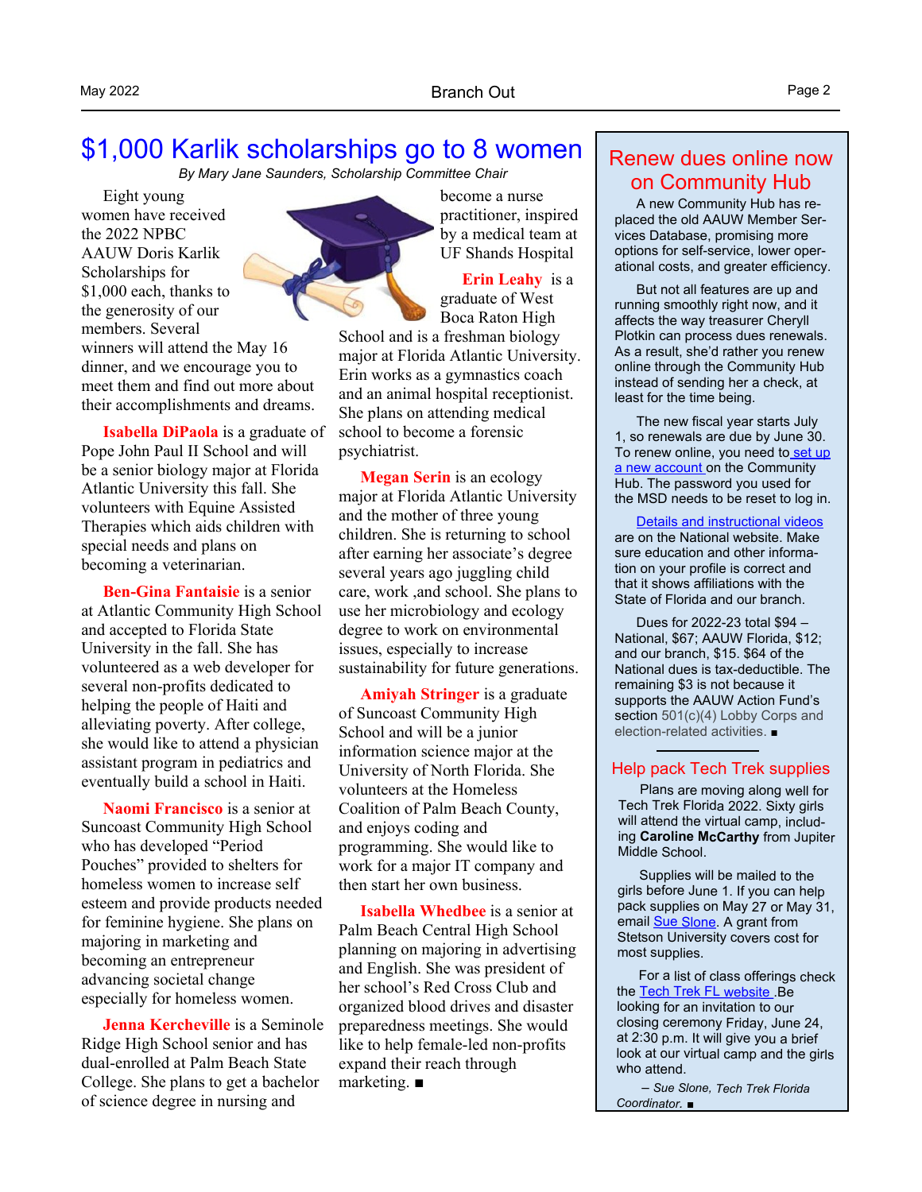# $1,000 Karlik scholarships go to 8 women

*By Mary Jane Saunders, Scholarship Committee Chair*

Eight young women have received the 2022 NPBC AAUW Doris Karlik Scholarships for $1,000 each, thanks to the generosity of our members. Several winners will attend the May 16 dinner, and we encourage you to meet them and find out more about their accomplishments and dreams.

**Isabella DiPaola** is a graduate of Pope John Paul II School and will be a senior biology major at Florida Atlantic University this fall. She volunteers with Equine Assisted Therapies which aids children with special needs and plans on becoming a veterinarian.

**Ben-Gina Fantaisie** is a senior at Atlantic Community High School and accepted to Florida State University in the fall. She has volunteered as a web developer for several non-profits dedicated to helping the people of Haiti and alleviating poverty. After college, she would like to attend a physician assistant program in pediatrics and eventually build a school in Haiti.

**Naomi Francisco** is a senior at Suncoast Community High School who has developed "Period Pouches" provided to shelters for homeless women to increase self esteem and provide products needed for feminine hygiene. She plans on majoring in marketing and becoming an entrepreneur advancing societal change especially for homeless women.

**Jenna Kercheville** is a Seminole Ridge High School senior and has dual-enrolled at Palm Beach State College. She plans to get a bachelor of science degree in nursing and become a nurse practitioner, inspired by a medical team at UF Shands Hospital

**Erin Leahy** is a graduate of West Boca Raton High School and is a freshman biology major at Florida Atlantic University. Erin works as a gymnastics coach and an animal hospital receptionist. She plans on attending medical school to become a forensic psychiatrist.

**Megan Serin** is an ecology major at Florida Atlantic University and the mother of three young children. She is returning to school after earning her associate's degree several years ago juggling child care, work ,and school. She plans to use her microbiology and ecology degree to work on environmental issues, especially to increase sustainability for future generations.

**Amiyah Stringer** is a graduate of Suncoast Community High School and will be a junior information science major at the University of North Florida. She volunteers at the Homeless Coalition of Palm Beach County, and enjoys coding and programming. She would like to work for a major IT company and then start her own business.

**Isabella Whedbee** is a senior at Palm Beach Central High School planning on majoring in advertising and English. She was president of her school's Red Cross Club and organized blood drives and disaster preparedness meetings. She would like to help female-led non-profits expand their reach through marketing. ■

## Renew dues online now on Community Hub

A new Community Hub has replaced the old AAUW Member Services Database, promising more options for self-service, lower operational costs, and greater efficiency.

But not all features are up and running smoothly right now, and it affects the way treasurer Cheryll Plotkin can process dues renewals. As a result, she'd rather you renew online through the Community Hub instead of sending her a check, at least for the time being.

The new fiscal year starts July 1, so renewals are due by June 30. To renew online, you need to set up a new account on the Community Hub. The password you used for the MSD needs to be reset to log in.

Details and instructional videos are on the National website. Make sure education and other information on your profile is correct and that it shows affiliations with the State of Florida and our branch.

Dues for 2022-23 total $94 – National, $67; AAUW Florida, $12; and our branch, $15. $64 of the National dues is tax-deductible. The remaining $3 is not because it supports the AAUW Action Fund's section 501(c)(4) Lobby Corps and election-related activities. ■

## Help pack Tech Trek supplies

Plans are moving along well for Tech Trek Florida 2022. Sixty girls will attend the virtual camp, including **Caroline McCarthy** from Jupiter Middle School.

Supplies will be mailed to the girls before June 1. If you can help pack supplies on May 27 or May 31, email Sue Slone. A grant from Stetson University covers cost for most supplies.

For a list of class offerings check the Tech Trek FL website .Be looking for an invitation to our closing ceremony Friday, June 24, at 2:30 p.m. It will give you a brief look at our virtual camp and the girls who attend.

*– Sue Slone, Tech Trek Florida Coordinator.* ■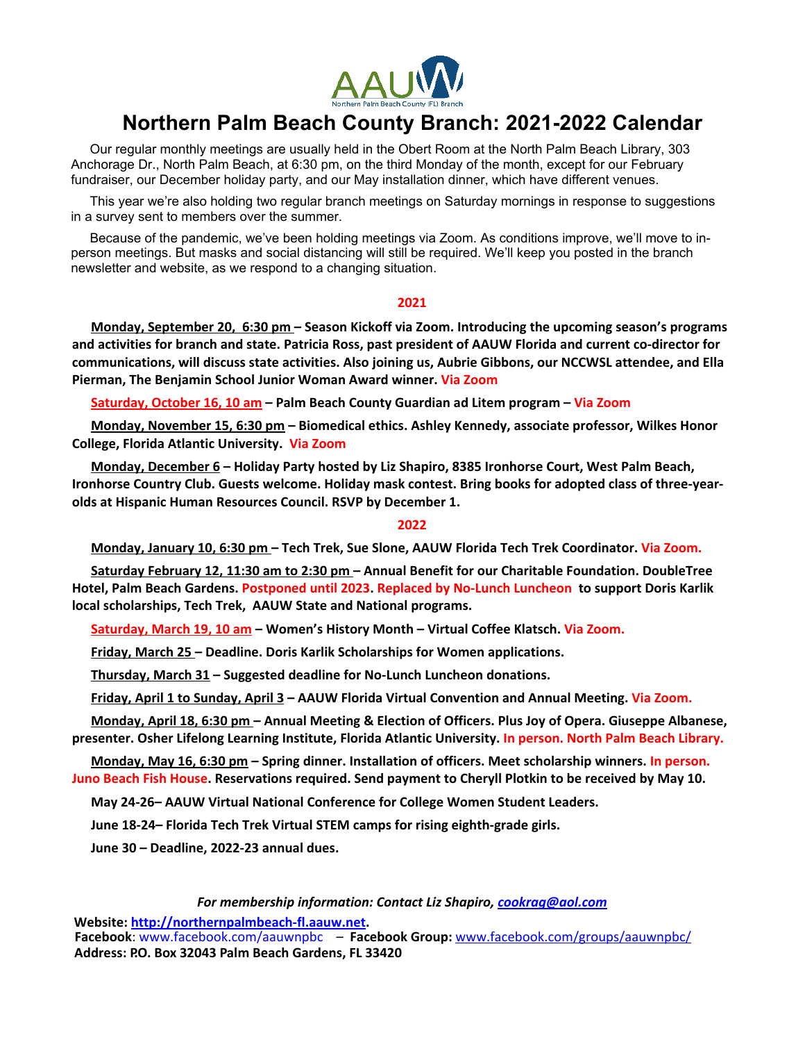AAUW
Northern Palm Beach County (FL) Branch

# Northern Palm Beach County Branch: 2021-2022 Calendar

Our regular monthly meetings are usually held in the Obert Room at the North Palm Beach Library, 303 Anchorage Dr., North Palm Beach, at 6:30 pm, on the third Monday of the month, except for our February fundraiser, our December holiday party, and our May installation dinner, which have different venues.

This year we're also holding two regular branch meetings on Saturday mornings in response to suggestions in a survey sent to members over the summer.

Because of the pandemic, we've been holding meetings via Zoom. As conditions improve, we'll move to in-person meetings. But masks and social distancing will still be required. We'll keep you posted in the branch newsletter and website, as we respond to a changing situation.

## 2021

**Monday, September 20, 6:30 pm – Season Kickoff via Zoom. Introducing the upcoming season's programs and activities for branch and state. Patricia Ross, past president of AAUW Florida and current co-director for communications, will discuss state activities. Also joining us, Aubrie Gibbons, our NCCWSL attendee, and Ella Pierman, The Benjamin School Junior Woman Award winner. Via Zoom**

**Saturday, October 16, 10 am – Palm Beach County Guardian ad Litem program – Via Zoom**

**Monday, November 15, 6:30 pm – Biomedical ethics. Ashley Kennedy, associate professor, Wilkes Honor College, Florida Atlantic University. Via Zoom**

**Monday, December 6 – Holiday Party hosted by Liz Shapiro, 8385 Ironhorse Court, West Palm Beach, Ironhorse Country Club. Guests welcome. Holiday mask contest. Bring books for adopted class of three-year-olds at Hispanic Human Resources Council. RSVP by December 1.**

## 2022

**Monday, January 10, 6:30 pm – Tech Trek, Sue Slone, AAUW Florida Tech Trek Coordinator. Via Zoom.**

**Saturday February 12, 11:30 am to 2:30 pm – Annual Benefit for our Charitable Foundation. DoubleTree Hotel, Palm Beach Gardens. Postponed until 2023. Replaced by No-Lunch Luncheon to support Doris Karlik local scholarships, Tech Trek, AAUW State and National programs.**

**Saturday, March 19, 10 am – Women's History Month – Virtual Coffee Klatsch. Via Zoom.**

**Friday, March 25 – Deadline. Doris Karlik Scholarships for Women applications.**

**Thursday, March 31 – Suggested deadline for No-Lunch Luncheon donations.**

**Friday, April 1 to Sunday, April 3 – AAUW Florida Virtual Convention and Annual Meeting. Via Zoom.**

**Monday, April 18, 6:30 pm – Annual Meeting & Election of Officers. Plus Joy of Opera. Giuseppe Albanese, presenter. Osher Lifelong Learning Institute, Florida Atlantic University. In person. North Palm Beach Library.**

**Monday, May 16, 6:30 pm – Spring dinner. Installation of officers. Meet scholarship winners. In person. Juno Beach Fish House. Reservations required. Send payment to Cheryll Plotkin to be received by May 10.**

**May 24-26– AAUW Virtual National Conference for College Women Student Leaders.**

**June 18-24– Florida Tech Trek Virtual STEM camps for rising eighth-grade girls.**

**June 30 – Deadline, 2022-23 annual dues.**

***For membership information: Contact Liz Shapiro, cookrag@aol.com***

**Website: http://northernpalmbeach-fl.aauw.net.**
**Facebook**: www.facebook.com/aauwnpbc – **Facebook Group:** www.facebook.com/groups/aauwnpbc/
**Address: P.O. Box 32043 Palm Beach Gardens, FL 33420**